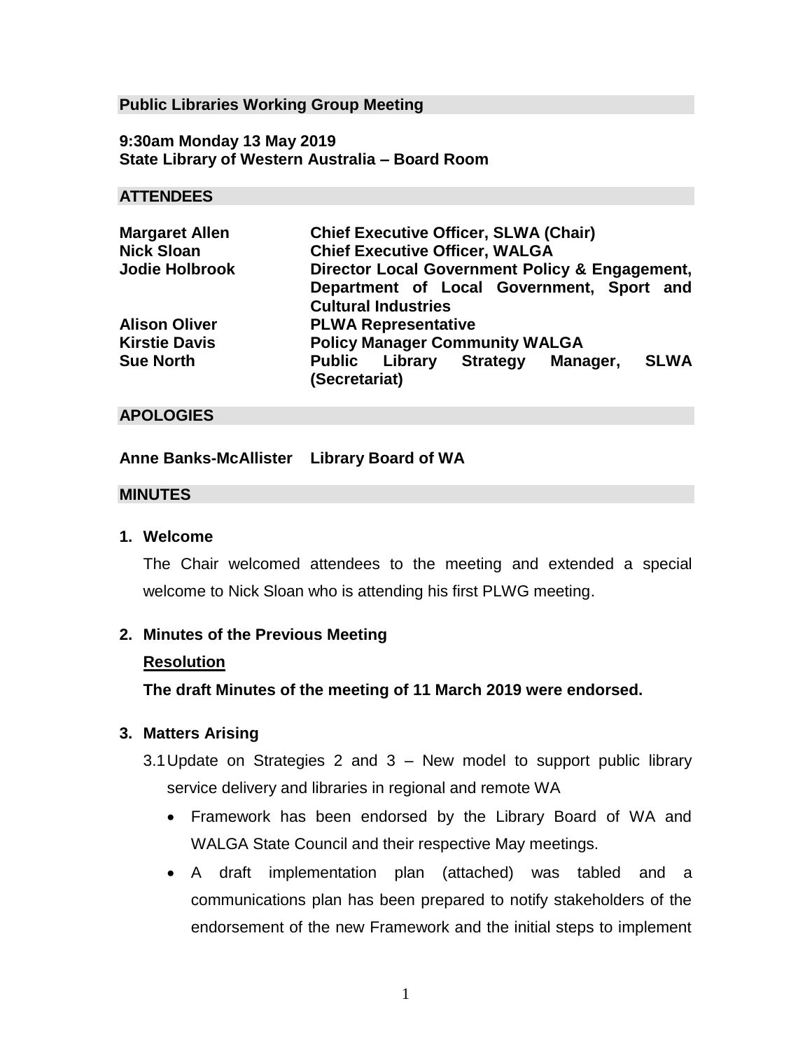## Public Libraries Working Group Meeting

**9:30am Monday 13 May 2019**
**State Library of Western Australia – Board Room**

## ATTENDEES

| | |
|---|---|
| **Margaret Allen** | **Chief Executive Officer, SLWA (Chair)** |
| **Nick Sloan** | **Chief Executive Officer, WALGA** |
| **Jodie Holbrook** | **Director Local Government Policy & Engagement, Department of Local Government, Sport and Cultural Industries** |
| **Alison Oliver** | **PLWA Representative** |
| **Kirstie Davis** | **Policy Manager Community WALGA** |
| **Sue North** | **Public Library Strategy Manager, SLWA (Secretariat)** |

## APOLOGIES

**Anne Banks-McAllister Library Board of WA**

## MINUTES

1. **Welcome**

   The Chair welcomed attendees to the meeting and extended a special welcome to Nick Sloan who is attending his first PLWG meeting.

2. **Minutes of the Previous Meeting**

   **Resolution**

   **The draft Minutes of the meeting of 11 March 2019 were endorsed.**

3. **Matters Arising**

   3.1 Update on Strategies 2 and 3 – New model to support public library service delivery and libraries in regional and remote WA

   - Framework has been endorsed by the Library Board of WA and WALGA State Council and their respective May meetings.
   - A draft implementation plan (attached) was tabled and a communications plan has been prepared to notify stakeholders of the endorsement of the new Framework and the initial steps to implement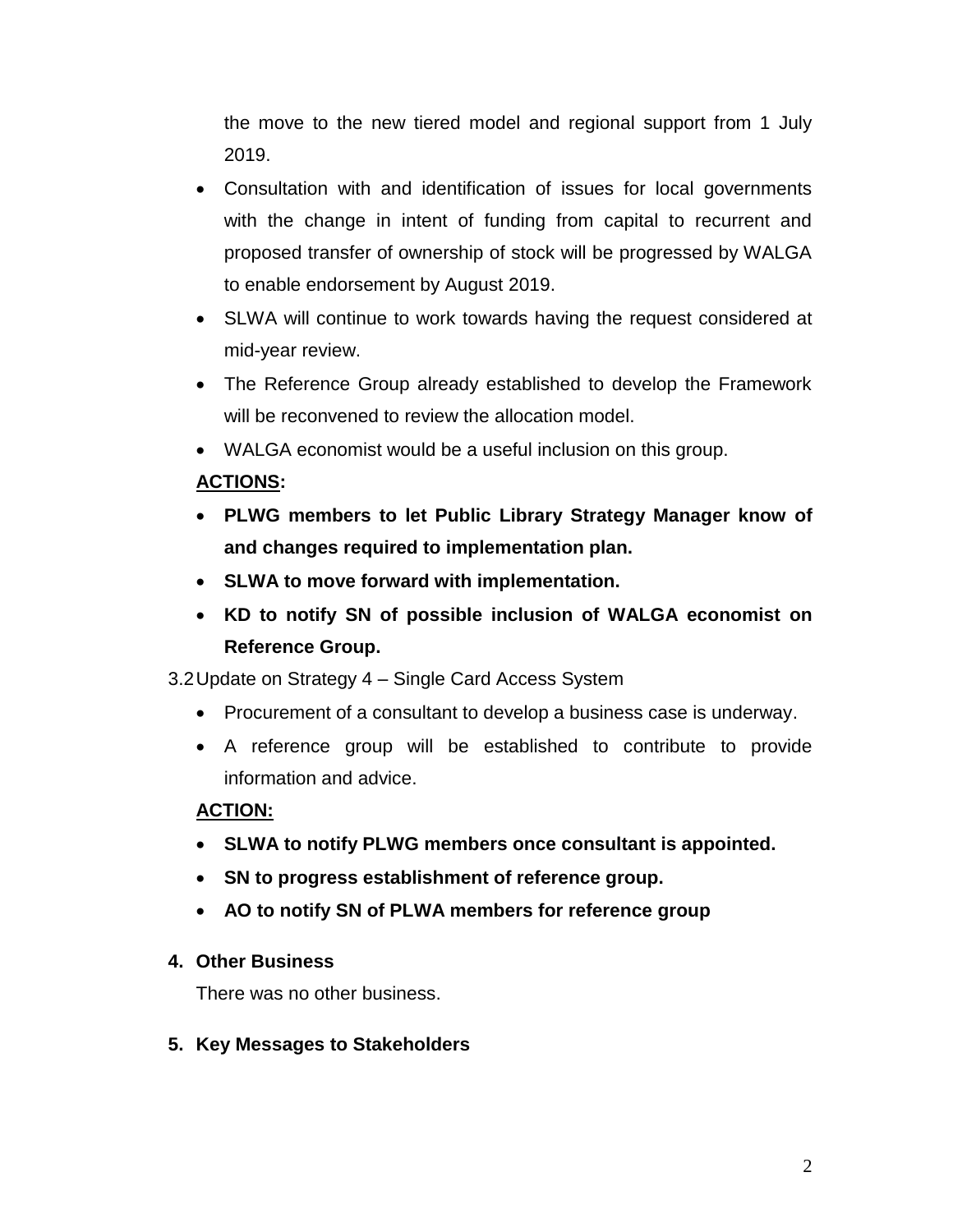the move to the new tiered model and regional support from 1 July 2019.

- Consultation with and identification of issues for local governments with the change in intent of funding from capital to recurrent and proposed transfer of ownership of stock will be progressed by WALGA to enable endorsement by August 2019.
- SLWA will continue to work towards having the request considered at mid-year review.
- The Reference Group already established to develop the Framework will be reconvened to review the allocation model.
- WALGA economist would be a useful inclusion on this group.

**ACTIONS:**

- **PLWG members to let Public Library Strategy Manager know of and changes required to implementation plan.**
- **SLWA to move forward with implementation.**
- **KD to notify SN of possible inclusion of WALGA economist on Reference Group.**

3.2 Update on Strategy 4 – Single Card Access System

- Procurement of a consultant to develop a business case is underway.
- A reference group will be established to contribute to provide information and advice.

**ACTION:**

- **SLWA to notify PLWG members once consultant is appointed.**
- **SN to progress establishment of reference group.**
- **AO to notify SN of PLWA members for reference group**

**4. Other Business**

There was no other business.

**5. Key Messages to Stakeholders**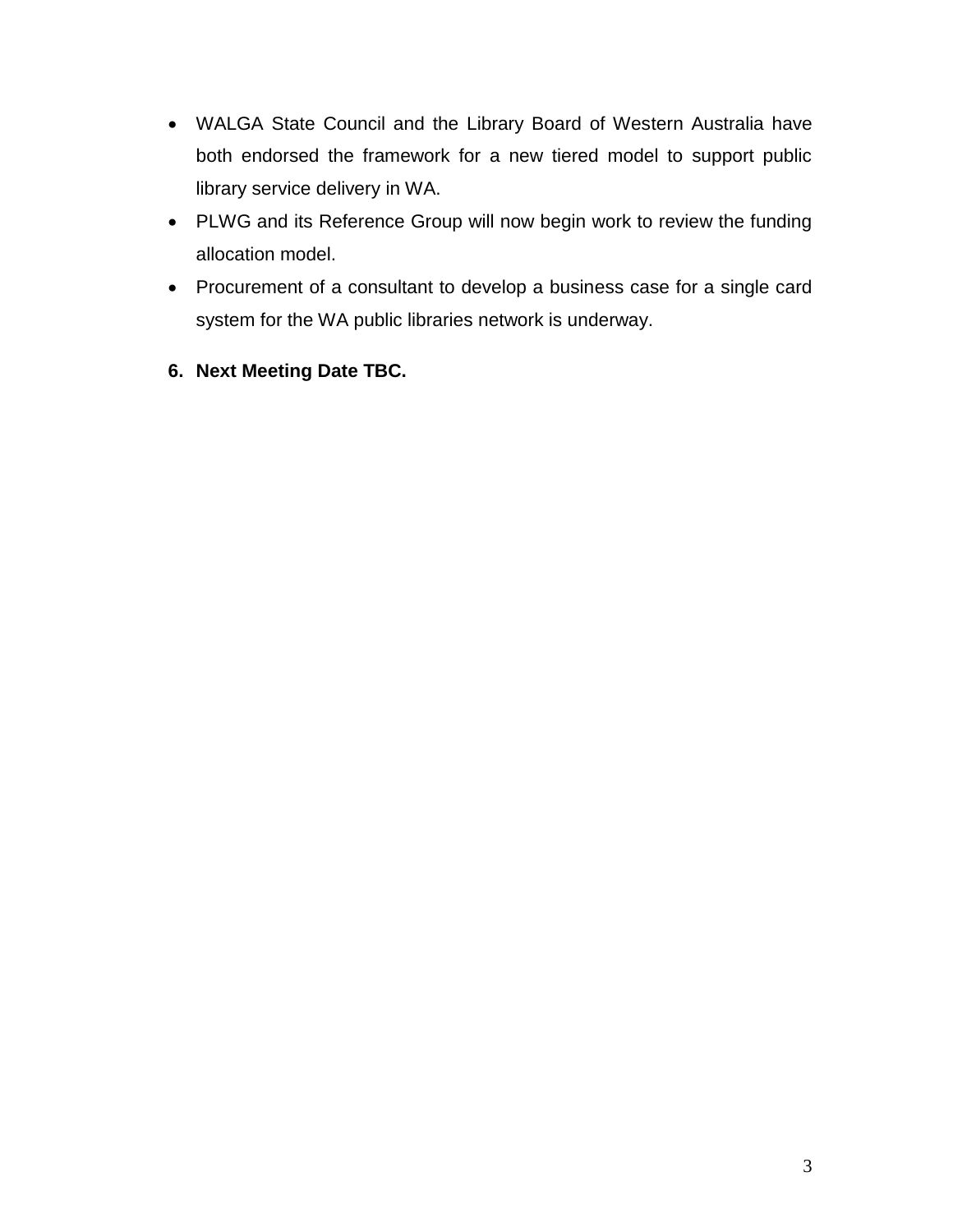- WALGA State Council and the Library Board of Western Australia have both endorsed the framework for a new tiered model to support public library service delivery in WA.
- PLWG and its Reference Group will now begin work to review the funding allocation model.
- Procurement of a consultant to develop a business case for a single card system for the WA public libraries network is underway.

**6. Next Meeting Date TBC.**